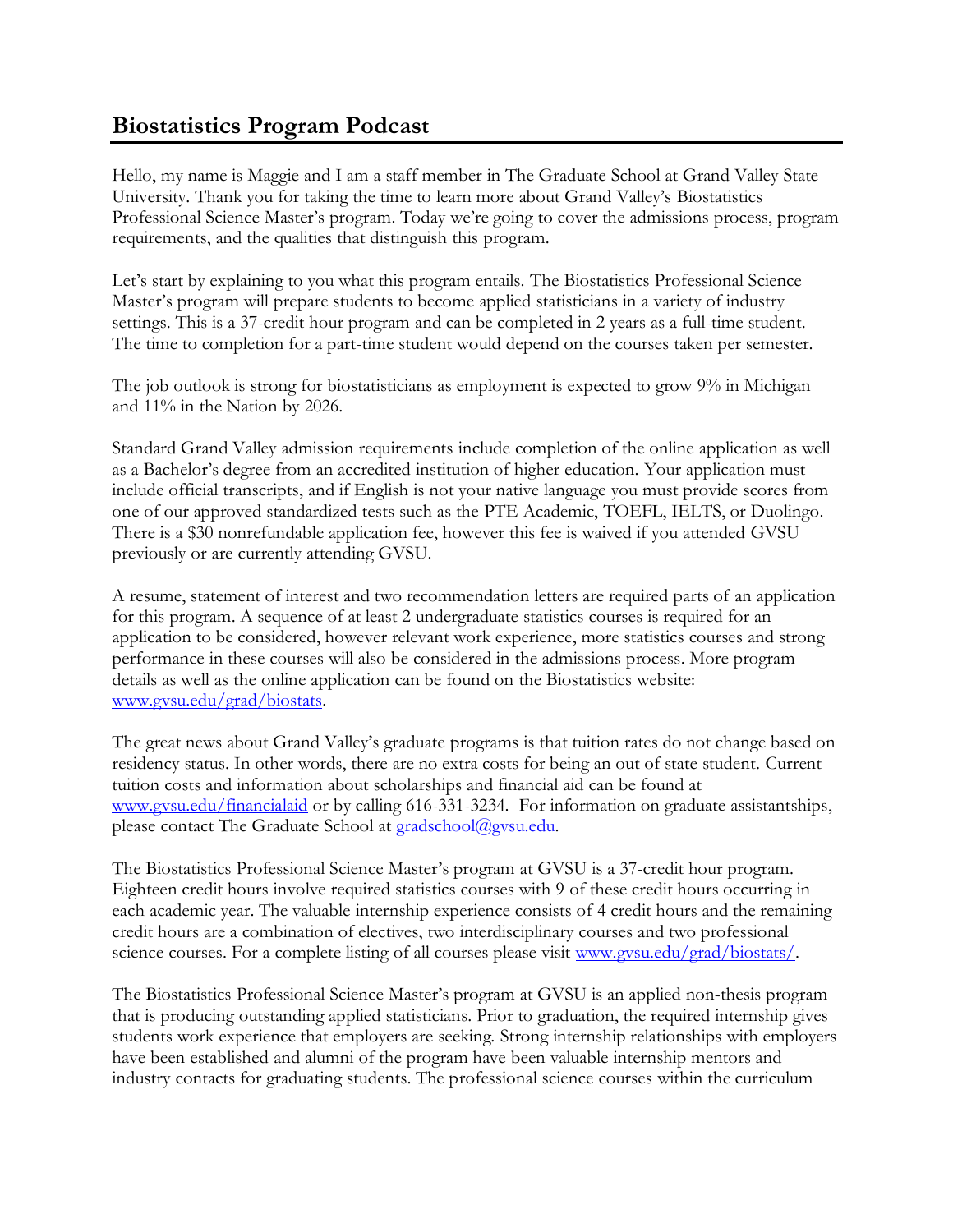## Biostatistics Program Podcast

Hello, my name is Maggie and I am a staff member in The Graduate School at Grand Valley State University. Thank you for taking the time to learn more about Grand Valley's Biostatistics Professional Science Master's program. Today we're going to cover the admissions process, program requirements, and the qualities that distinguish this program.

Let's start by explaining to you what this program entails. The Biostatistics Professional Science Master's program will prepare students to become applied statisticians in a variety of industry settings. This is a 37-credit hour program and can be completed in 2 years as a full-time student. The time to completion for a part-time student would depend on the courses taken per semester.

The job outlook is strong for biostatisticians as employment is expected to grow 9% in Michigan and 11% in the Nation by 2026.

Standard Grand Valley admission requirements include completion of the online application as well as a Bachelor's degree from an accredited institution of higher education. Your application must include official transcripts, and if English is not your native language you must provide scores from one of our approved standardized tests such as the PTE Academic, TOEFL, IELTS, or Duolingo. There is a $30 nonrefundable application fee, however this fee is waived if you attended GVSU previously or are currently attending GVSU.

A resume, statement of interest and two recommendation letters are required parts of an application for this program. A sequence of at least 2 undergraduate statistics courses is required for an application to be considered, however relevant work experience, more statistics courses and strong performance in these courses will also be considered in the admissions process. More program details as well as the online application can be found on the Biostatistics website: [www.gvsu.edu/grad/biostats](www.gvsu.edu/grad/biostats).

The great news about Grand Valley's graduate programs is that tuition rates do not change based on residency status. In other words, there are no extra costs for being an out of state student. Current tuition costs and information about scholarships and financial aid can be found at [www.gvsu.edu/financialaid](www.gvsu.edu/financialaid) or by calling 616-331-3234. For information on graduate assistantships, please contact The Graduate School at [gradschool@gvsu.edu](mailto:gradschool@gvsu.edu).

The Biostatistics Professional Science Master's program at GVSU is a 37-credit hour program. Eighteen credit hours involve required statistics courses with 9 of these credit hours occurring in each academic year. The valuable internship experience consists of 4 credit hours and the remaining credit hours are a combination of electives, two interdisciplinary courses and two professional science courses. For a complete listing of all courses please visit [www.gvsu.edu/grad/biostats/](www.gvsu.edu/grad/biostats/).

The Biostatistics Professional Science Master's program at GVSU is an applied non-thesis program that is producing outstanding applied statisticians. Prior to graduation, the required internship gives students work experience that employers are seeking. Strong internship relationships with employers have been established and alumni of the program have been valuable internship mentors and industry contacts for graduating students. The professional science courses within the curriculum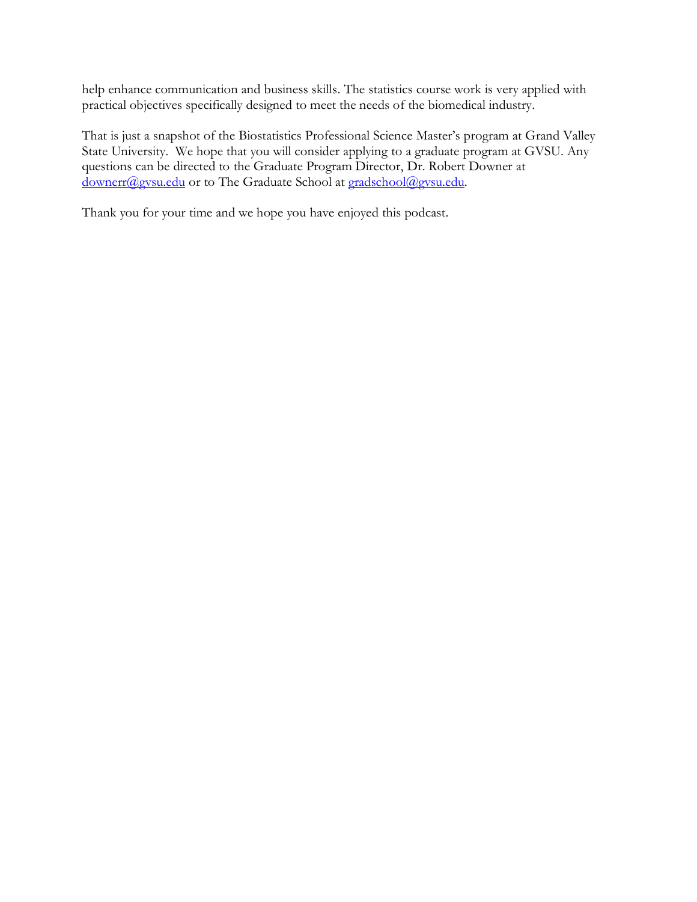help enhance communication and business skills. The statistics course work is very applied with practical objectives specifically designed to meet the needs of the biomedical industry.

That is just a snapshot of the Biostatistics Professional Science Master's program at Grand Valley State University. We hope that you will consider applying to a graduate program at GVSU. Any questions can be directed to the Graduate Program Director, Dr. Robert Downer at downerr@gvsu.edu or to The Graduate School at gradschool@gvsu.edu.

Thank you for your time and we hope you have enjoyed this podcast.